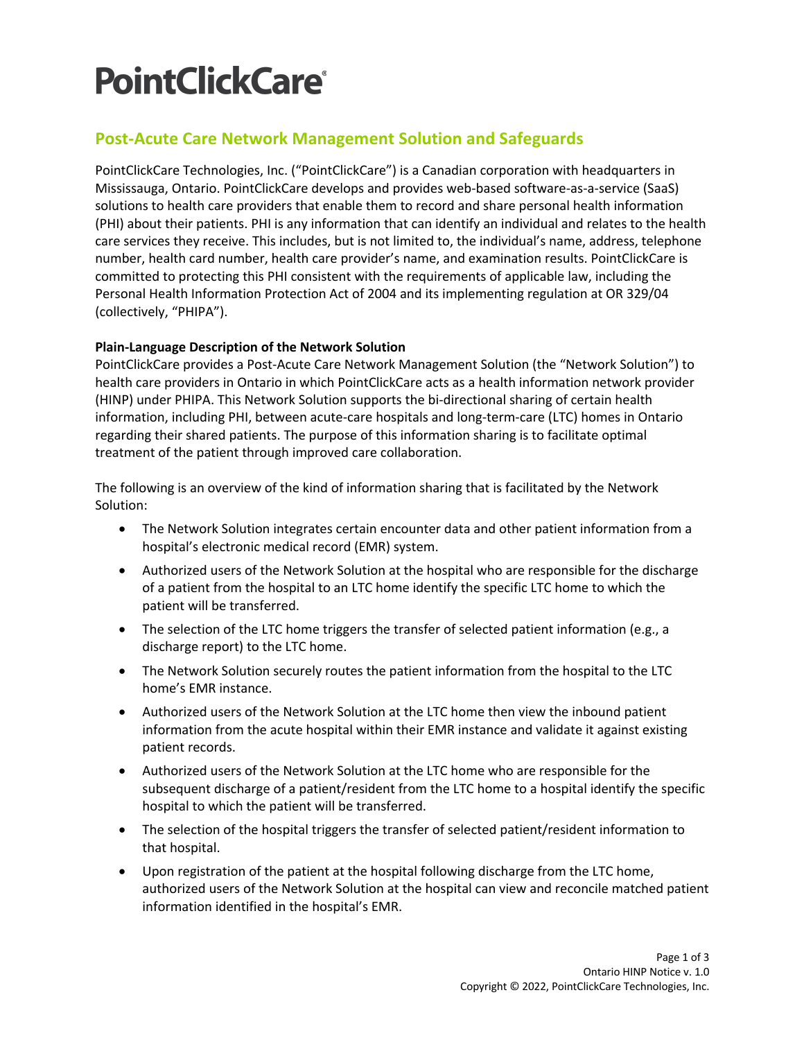# PointClickCare®

## Post-Acute Care Network Management Solution and Safeguards

PointClickCare Technologies, Inc. ("PointClickCare") is a Canadian corporation with headquarters in Mississauga, Ontario. PointClickCare develops and provides web-based software-as-a-service (SaaS) solutions to health care providers that enable them to record and share personal health information (PHI) about their patients. PHI is any information that can identify an individual and relates to the health care services they receive. This includes, but is not limited to, the individual's name, address, telephone number, health card number, health care provider's name, and examination results. PointClickCare is committed to protecting this PHI consistent with the requirements of applicable law, including the Personal Health Information Protection Act of 2004 and its implementing regulation at OR 329/04 (collectively, "PHIPA").

**Plain-Language Description of the Network Solution**

PointClickCare provides a Post-Acute Care Network Management Solution (the "Network Solution") to health care providers in Ontario in which PointClickCare acts as a health information network provider (HINP) under PHIPA. This Network Solution supports the bi-directional sharing of certain health information, including PHI, between acute-care hospitals and long-term-care (LTC) homes in Ontario regarding their shared patients. The purpose of this information sharing is to facilitate optimal treatment of the patient through improved care collaboration.

The following is an overview of the kind of information sharing that is facilitated by the Network Solution:

- The Network Solution integrates certain encounter data and other patient information from a hospital's electronic medical record (EMR) system.
- Authorized users of the Network Solution at the hospital who are responsible for the discharge of a patient from the hospital to an LTC home identify the specific LTC home to which the patient will be transferred.
- The selection of the LTC home triggers the transfer of selected patient information (e.g., a discharge report) to the LTC home.
- The Network Solution securely routes the patient information from the hospital to the LTC home's EMR instance.
- Authorized users of the Network Solution at the LTC home then view the inbound patient information from the acute hospital within their EMR instance and validate it against existing patient records.
- Authorized users of the Network Solution at the LTC home who are responsible for the subsequent discharge of a patient/resident from the LTC home to a hospital identify the specific hospital to which the patient will be transferred.
- The selection of the hospital triggers the transfer of selected patient/resident information to that hospital.
- Upon registration of the patient at the hospital following discharge from the LTC home, authorized users of the Network Solution at the hospital can view and reconcile matched patient information identified in the hospital's EMR.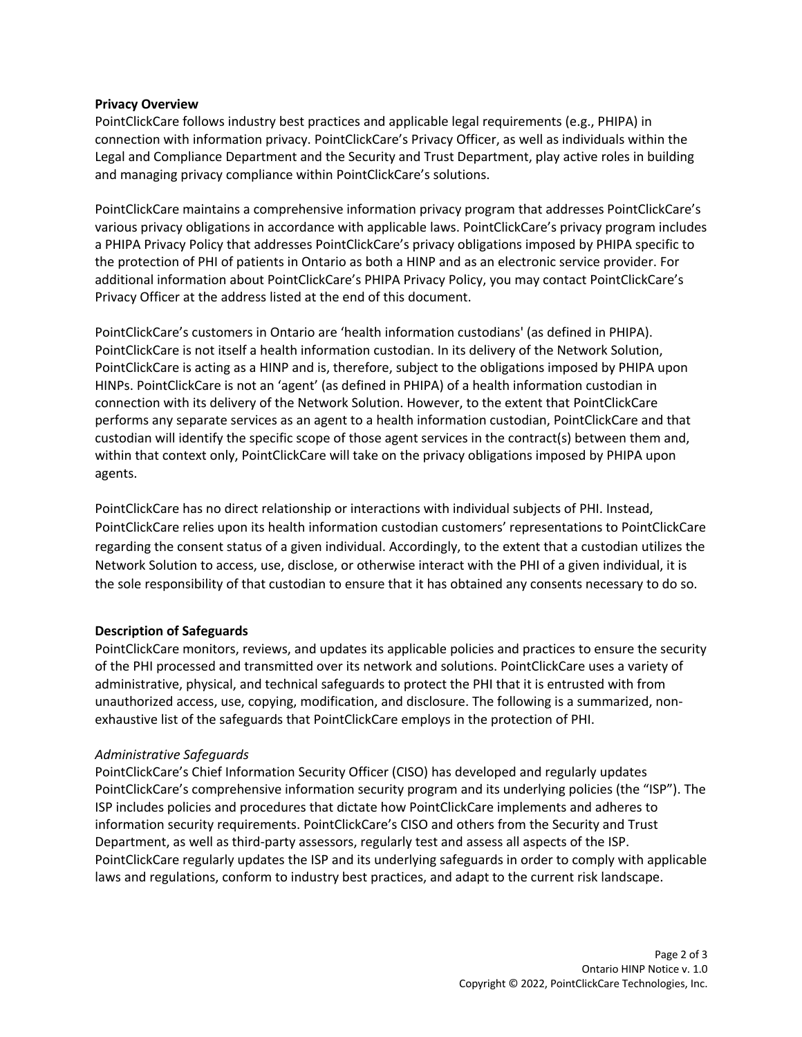**Privacy Overview**

PointClickCare follows industry best practices and applicable legal requirements (e.g., PHIPA) in connection with information privacy. PointClickCare's Privacy Officer, as well as individuals within the Legal and Compliance Department and the Security and Trust Department, play active roles in building and managing privacy compliance within PointClickCare's solutions.

PointClickCare maintains a comprehensive information privacy program that addresses PointClickCare's various privacy obligations in accordance with applicable laws. PointClickCare's privacy program includes a PHIPA Privacy Policy that addresses PointClickCare's privacy obligations imposed by PHIPA specific to the protection of PHI of patients in Ontario as both a HINP and as an electronic service provider. For additional information about PointClickCare's PHIPA Privacy Policy, you may contact PointClickCare's Privacy Officer at the address listed at the end of this document.

PointClickCare's customers in Ontario are 'health information custodians' (as defined in PHIPA). PointClickCare is not itself a health information custodian. In its delivery of the Network Solution, PointClickCare is acting as a HINP and is, therefore, subject to the obligations imposed by PHIPA upon HINPs. PointClickCare is not an 'agent' (as defined in PHIPA) of a health information custodian in connection with its delivery of the Network Solution. However, to the extent that PointClickCare performs any separate services as an agent to a health information custodian, PointClickCare and that custodian will identify the specific scope of those agent services in the contract(s) between them and, within that context only, PointClickCare will take on the privacy obligations imposed by PHIPA upon agents.

PointClickCare has no direct relationship or interactions with individual subjects of PHI. Instead, PointClickCare relies upon its health information custodian customers' representations to PointClickCare regarding the consent status of a given individual. Accordingly, to the extent that a custodian utilizes the Network Solution to access, use, disclose, or otherwise interact with the PHI of a given individual, it is the sole responsibility of that custodian to ensure that it has obtained any consents necessary to do so.

**Description of Safeguards**

PointClickCare monitors, reviews, and updates its applicable policies and practices to ensure the security of the PHI processed and transmitted over its network and solutions. PointClickCare uses a variety of administrative, physical, and technical safeguards to protect the PHI that it is entrusted with from unauthorized access, use, copying, modification, and disclosure. The following is a summarized, non-exhaustive list of the safeguards that PointClickCare employs in the protection of PHI.

*Administrative Safeguards*

PointClickCare's Chief Information Security Officer (CISO) has developed and regularly updates PointClickCare's comprehensive information security program and its underlying policies (the "ISP"). The ISP includes policies and procedures that dictate how PointClickCare implements and adheres to information security requirements. PointClickCare's CISO and others from the Security and Trust Department, as well as third-party assessors, regularly test and assess all aspects of the ISP. PointClickCare regularly updates the ISP and its underlying safeguards in order to comply with applicable laws and regulations, conform to industry best practices, and adapt to the current risk landscape.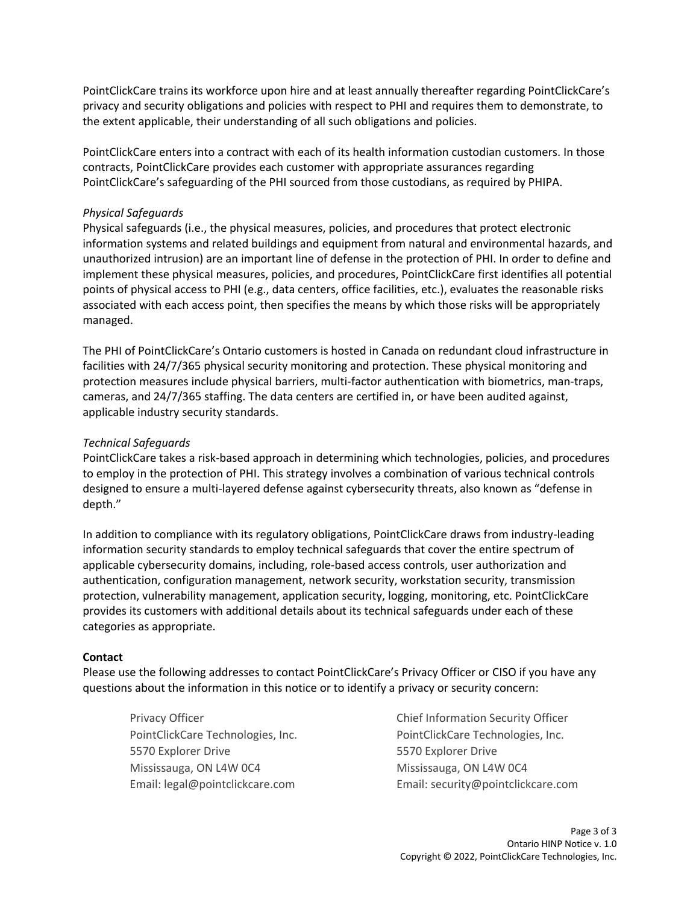PointClickCare trains its workforce upon hire and at least annually thereafter regarding PointClickCare's privacy and security obligations and policies with respect to PHI and requires them to demonstrate, to the extent applicable, their understanding of all such obligations and policies.

PointClickCare enters into a contract with each of its health information custodian customers. In those contracts, PointClickCare provides each customer with appropriate assurances regarding PointClickCare's safeguarding of the PHI sourced from those custodians, as required by PHIPA.

*Physical Safeguards*
Physical safeguards (i.e., the physical measures, policies, and procedures that protect electronic information systems and related buildings and equipment from natural and environmental hazards, and unauthorized intrusion) are an important line of defense in the protection of PHI. In order to define and implement these physical measures, policies, and procedures, PointClickCare first identifies all potential points of physical access to PHI (e.g., data centers, office facilities, etc.), evaluates the reasonable risks associated with each access point, then specifies the means by which those risks will be appropriately managed.

The PHI of PointClickCare's Ontario customers is hosted in Canada on redundant cloud infrastructure in facilities with 24/7/365 physical security monitoring and protection. These physical monitoring and protection measures include physical barriers, multi-factor authentication with biometrics, man-traps, cameras, and 24/7/365 staffing. The data centers are certified in, or have been audited against, applicable industry security standards.

*Technical Safeguards*
PointClickCare takes a risk-based approach in determining which technologies, policies, and procedures to employ in the protection of PHI. This strategy involves a combination of various technical controls designed to ensure a multi-layered defense against cybersecurity threats, also known as "defense in depth."

In addition to compliance with its regulatory obligations, PointClickCare draws from industry-leading information security standards to employ technical safeguards that cover the entire spectrum of applicable cybersecurity domains, including, role-based access controls, user authorization and authentication, configuration management, network security, workstation security, transmission protection, vulnerability management, application security, logging, monitoring, etc. PointClickCare provides its customers with additional details about its technical safeguards under each of these categories as appropriate.

**Contact**
Please use the following addresses to contact PointClickCare's Privacy Officer or CISO if you have any questions about the information in this notice or to identify a privacy or security concern:

Privacy Officer
PointClickCare Technologies, Inc.
5570 Explorer Drive
Mississauga, ON L4W 0C4
Email: legal@pointclickcare.com

Chief Information Security Officer
PointClickCare Technologies, Inc.
5570 Explorer Drive
Mississauga, ON L4W 0C4
Email: security@pointclickcare.com

Ontario HINP Notice v. 1.0
Copyright © 2022, PointClickCare Technologies, Inc.